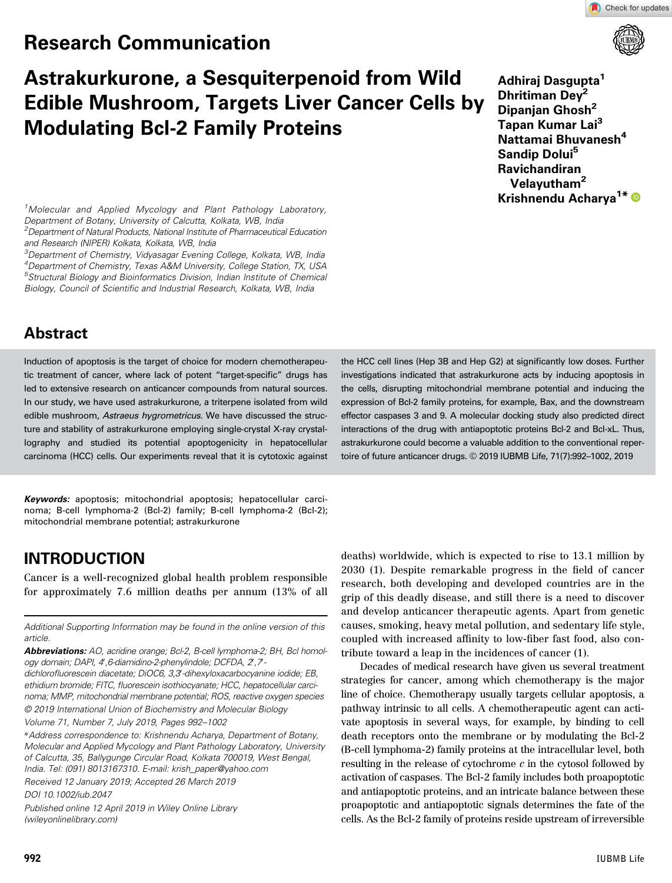Research Communication

# Astrakurkurone, a Sesquiterpenoid from Wild Edible Mushroom, Targets Liver Cancer Cells by Modulating Bcl-2 Family Proteins

**Adhiraj Dasgupta[1]**
**Dhritiman Dey[2]**
**Dipanjan Ghosh[2]**
**Tapan Kumar Lai[3]**
**Nattamai Bhuvanesh[4]**
**Sandip Dolui[5]**
**Ravichandiran Velayutham[2]**
**Krishnendu Acharya[1*]**

[1]Molecular and Applied Mycology and Plant Pathology Laboratory, Department of Botany, University of Calcutta, Kolkata, WB, India
[2]Department of Natural Products, National Institute of Pharmaceutical Education and Research (NIPER) Kolkata, Kolkata, WB, India
[3]Department of Chemistry, Vidyasagar Evening College, Kolkata, WB, India
[4]Department of Chemistry, Texas A&M University, College Station, TX, USA
[5]Structural Biology and Bioinformatics Division, Indian Institute of Chemical Biology, Council of Scientific and Industrial Research, Kolkata, WB, India

## Abstract

Induction of apoptosis is the target of choice for modern chemotherapeutic treatment of cancer, where lack of potent "target-specific" drugs has led to extensive research on anticancer compounds from natural sources. In our study, we have used astrakurkurone, a triterpene isolated from wild edible mushroom, *Astraeus hygrometricus*. We have discussed the structure and stability of astrakurkurone employing single-crystal X-ray crystallography and studied its potential apoptogenicity in hepatocellular carcinoma (HCC) cells. Our experiments reveal that it is cytotoxic against the HCC cell lines (Hep 3B and Hep G2) at significantly low doses. Further investigations indicated that astrakurkurone acts by inducing apoptosis in the cells, disrupting mitochondrial membrane potential and inducing the expression of Bcl-2 family proteins, for example, Bax, and the downstream effector caspases 3 and 9. A molecular docking study also predicted direct interactions of the drug with antiapoptotic proteins Bcl-2 and Bcl-xL. Thus, astrakurkurone could become a valuable addition to the conventional repertoire of future anticancer drugs. © 2019 IUBMB Life, 71(7):992–1002, 2019

**Keywords:** apoptosis; mitochondrial apoptosis; hepatocellular carcinoma; B-cell lymphoma-2 (Bcl-2) family; B-cell lymphoma-2 (Bcl-2); mitochondrial membrane potential; astrakurkurone

## INTRODUCTION

Cancer is a well-recognized global health problem responsible for approximately 7.6 million deaths per annum (13% of all deaths) worldwide, which is expected to rise to 13.1 million by 2030 (1). Despite remarkable progress in the field of cancer research, both developing and developed countries are in the grip of this deadly disease, and still there is a need to discover and develop anticancer therapeutic agents. Apart from genetic causes, smoking, heavy metal pollution, and sedentary life style, coupled with increased affinity to low-fiber fast food, also contribute toward a leap in the incidences of cancer (1).

Decades of medical research have given us several treatment strategies for cancer, among which chemotherapy is the major line of choice. Chemotherapy usually targets cellular apoptosis, a pathway intrinsic to all cells. A chemotherapeutic agent can activate apoptosis in several ways, for example, by binding to cell death receptors onto the membrane or by modulating the Bcl-2 (B-cell lymphoma-2) family proteins at the intracellular level, both resulting in the release of cytochrome *c* in the cytosol followed by activation of caspases. The Bcl-2 family includes both proapoptotic and antiapoptotic proteins, and an intricate balance between these proapoptotic and antiapoptotic signals determines the fate of the cells. As the Bcl-2 family of proteins reside upstream of irreversible

Additional Supporting Information may be found in the online version of this article.

**Abbreviations:** AO, acridine orange; Bcl-2, B-cell lymphoma-2; BH, Bcl homology domain; DAPI, 4′,6-diamidino-2-phenylindole; DCFDA, 2′,7′-dichlorofluorescein diacetate; DiOC6, 3,3′-dihexyloxacarbocyanine iodide; EB, ethidium bromide; FITC, fluorescein isothiocyanate; HCC, hepatocellular carcinoma; MMP, mitochondrial membrane potential; ROS, reactive oxygen species

© 2019 International Union of Biochemistry and Molecular Biology
Volume 71, Number 7, July 2019, Pages 992–1002

*Address correspondence to: Krishnendu Acharya, Department of Botany, Molecular and Applied Mycology and Plant Pathology Laboratory, University of Calcutta, 35, Ballygunge Circular Road, Kolkata 700019, West Bengal, India. Tel: (091) 8013167310. E-mail: krish_paper@yahoo.com

Received 12 January 2019; Accepted 26 March 2019

DOI 10.1002/iub.2047

Published online 12 April 2019 in Wiley Online Library (wileyonlinelibrary.com)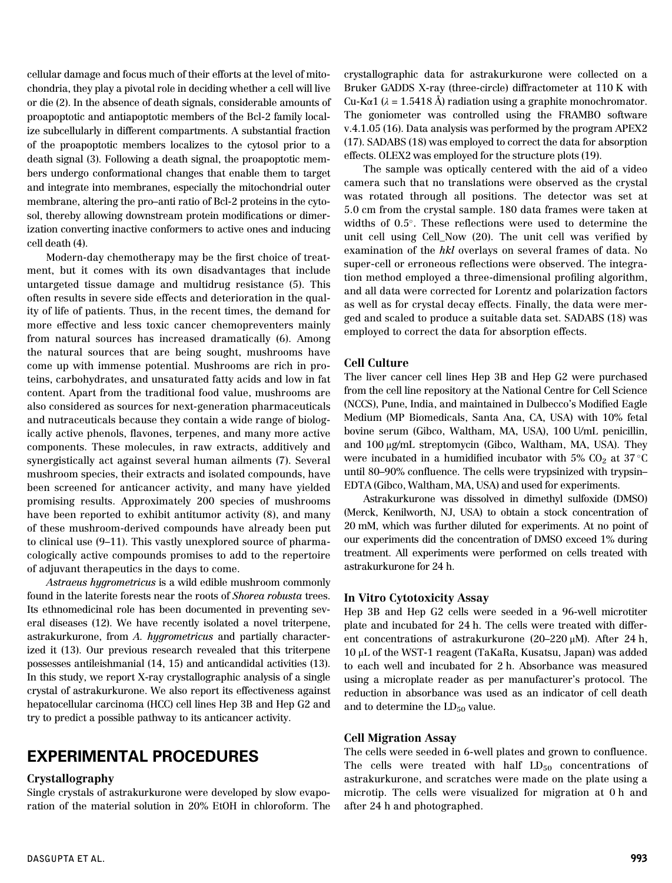cellular damage and focus much of their efforts at the level of mitochondria, they play a pivotal role in deciding whether a cell will live or die (2). In the absence of death signals, considerable amounts of proapoptotic and antiapoptotic members of the Bcl-2 family localize subcellularly in different compartments. A substantial fraction of the proapoptotic members localizes to the cytosol prior to a death signal (3). Following a death signal, the proapoptotic members undergo conformational changes that enable them to target and integrate into membranes, especially the mitochondrial outer membrane, altering the pro–anti ratio of Bcl-2 proteins in the cytosol, thereby allowing downstream protein modifications or dimerization converting inactive conformers to active ones and inducing cell death (4).

Modern-day chemotherapy may be the first choice of treatment, but it comes with its own disadvantages that include untargeted tissue damage and multidrug resistance (5). This often results in severe side effects and deterioration in the quality of life of patients. Thus, in the recent times, the demand for more effective and less toxic cancer chemopreventers mainly from natural sources has increased dramatically (6). Among the natural sources that are being sought, mushrooms have come up with immense potential. Mushrooms are rich in proteins, carbohydrates, and unsaturated fatty acids and low in fat content. Apart from the traditional food value, mushrooms are also considered as sources for next-generation pharmaceuticals and nutraceuticals because they contain a wide range of biologically active phenols, flavones, terpenes, and many more active components. These molecules, in raw extracts, additively and synergistically act against several human ailments (7). Several mushroom species, their extracts and isolated compounds, have been screened for anticancer activity, and many have yielded promising results. Approximately 200 species of mushrooms have been reported to exhibit antitumor activity (8), and many of these mushroom-derived compounds have already been put to clinical use (9–11). This vastly unexplored source of pharmacologically active compounds promises to add to the repertoire of adjuvant therapeutics in the days to come.

*Astraeus hygrometricus* is a wild edible mushroom commonly found in the laterite forests near the roots of *Shorea robusta* trees. Its ethnomedicinal role has been documented in preventing several diseases (12). We have recently isolated a novel triterpene, astrakurkurone, from *A. hygrometricus* and partially characterized it (13). Our previous research revealed that this triterpene possesses antileishmanial (14, 15) and anticandidal activities (13). In this study, we report X-ray crystallographic analysis of a single crystal of astrakurkurone. We also report its effectiveness against hepatocellular carcinoma (HCC) cell lines Hep 3B and Hep G2 and try to predict a possible pathway to its anticancer activity.

## EXPERIMENTAL PROCEDURES

### Crystallography

Single crystals of astrakurkurone were developed by slow evaporation of the material solution in 20% EtOH in chloroform. The crystallographic data for astrakurkurone were collected on a Bruker GADDS X-ray (three-circle) diffractometer at 110 K with Cu-K$\alpha$1 ($\lambda$ = 1.5418 Å) radiation using a graphite monochromator. The goniometer was controlled using the FRAMBO software v.4.1.05 (16). Data analysis was performed by the program APEX2 (17). SADABS (18) was employed to correct the data for absorption effects. OLEX2 was employed for the structure plots (19).

The sample was optically centered with the aid of a video camera such that no translations were observed as the crystal was rotated through all positions. The detector was set at 5.0 cm from the crystal sample. 180 data frames were taken at widths of 0.5°. These reflections were used to determine the unit cell using Cell_Now (20). The unit cell was verified by examination of the ***hkl*** overlays on several frames of data. No super-cell or erroneous reflections were observed. The integration method employed a three-dimensional profiling algorithm, and all data were corrected for Lorentz and polarization factors as well as for crystal decay effects. Finally, the data were merged and scaled to produce a suitable data set. SADABS (18) was employed to correct the data for absorption effects.

### Cell Culture

The liver cancer cell lines Hep 3B and Hep G2 were purchased from the cell line repository at the National Centre for Cell Science (NCCS), Pune, India, and maintained in Dulbecco's Modified Eagle Medium (MP Biomedicals, Santa Ana, CA, USA) with 10% fetal bovine serum (Gibco, Waltham, MA, USA), 100 U/mL penicillin, and 100 μg/mL streptomycin (Gibco, Waltham, MA, USA). They were incubated in a humidified incubator with 5% $CO_2$ at 37 °C until 80–90% confluence. The cells were trypsinized with trypsin–EDTA (Gibco, Waltham, MA, USA) and used for experiments.

Astrakurkurone was dissolved in dimethyl sulfoxide (DMSO) (Merck, Kenilworth, NJ, USA) to obtain a stock concentration of 20 mM, which was further diluted for experiments. At no point of our experiments did the concentration of DMSO exceed 1% during treatment. All experiments were performed on cells treated with astrakurkurone for 24 h.

### In Vitro Cytotoxicity Assay

Hep 3B and Hep G2 cells were seeded in a 96-well microtiter plate and incubated for 24 h. The cells were treated with different concentrations of astrakurkurone (20–220 μM). After 24 h, 10 μL of the WST-1 reagent (TaKaRa, Kusatsu, Japan) was added to each well and incubated for 2 h. Absorbance was measured using a microplate reader as per manufacturer's protocol. The reduction in absorbance was used as an indicator of cell death and to determine the $LD_{50}$ value.

### Cell Migration Assay

The cells were seeded in 6-well plates and grown to confluence. The cells were treated with half $LD_{50}$ concentrations of astrakurkurone, and scratches were made on the plate using a microtip. The cells were visualized for migration at 0 h and after 24 h and photographed.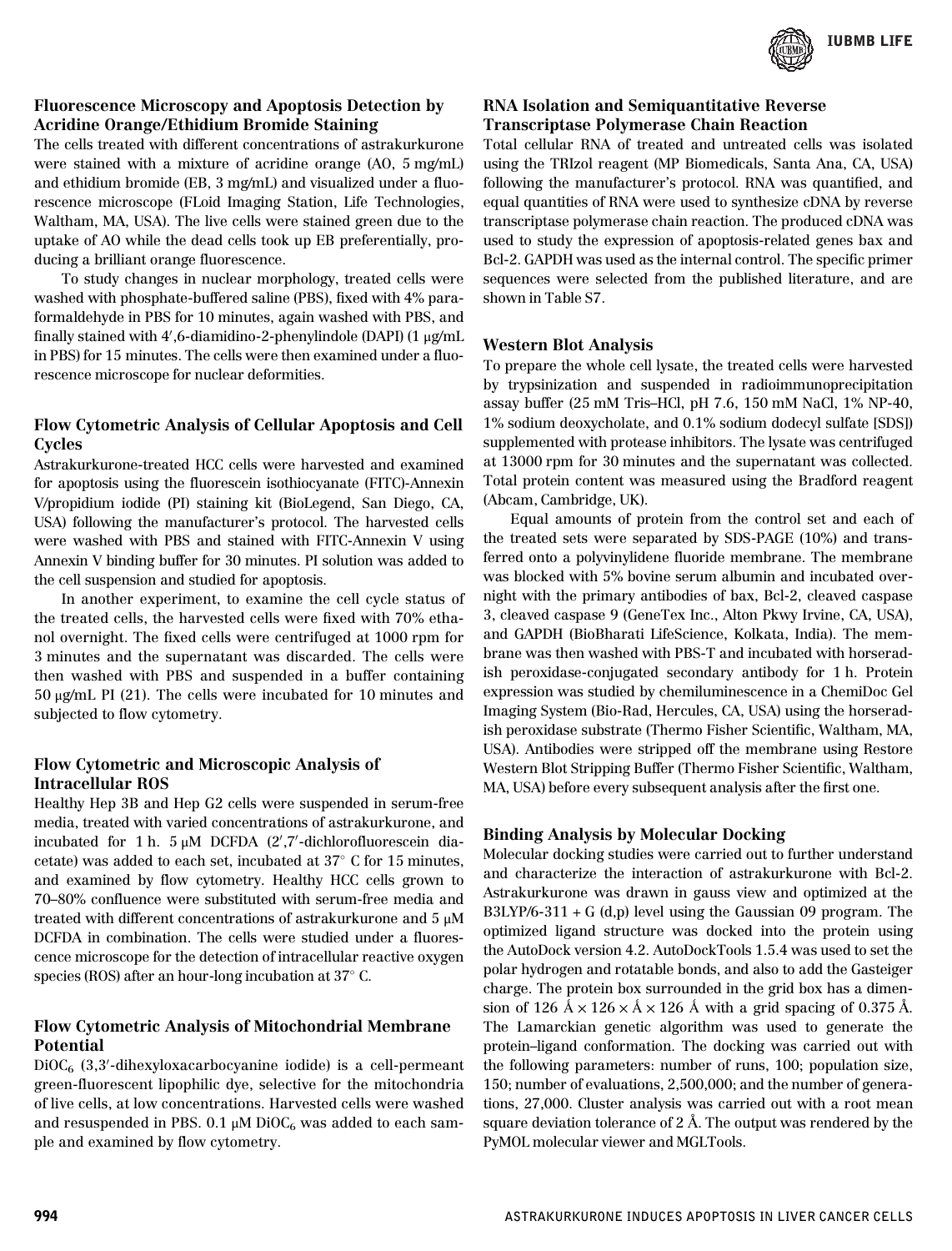### Fluorescence Microscopy and Apoptosis Detection by Acridine Orange/Ethidium Bromide Staining

The cells treated with different concentrations of astrakurkurone were stained with a mixture of acridine orange (AO, 5 mg/mL) and ethidium bromide (EB, 3 mg/mL) and visualized under a fluorescence microscope (FLoid Imaging Station, Life Technologies, Waltham, MA, USA). The live cells were stained green due to the uptake of AO while the dead cells took up EB preferentially, producing a brilliant orange fluorescence.

To study changes in nuclear morphology, treated cells were washed with phosphate-buffered saline (PBS), fixed with 4% paraformaldehyde in PBS for 10 minutes, again washed with PBS, and finally stained with 4′,6-diamidino-2-phenylindole (DAPI) (1 μg/mL in PBS) for 15 minutes. The cells were then examined under a fluorescence microscope for nuclear deformities.

### Flow Cytometric Analysis of Cellular Apoptosis and Cell Cycles

Astrakurkurone-treated HCC cells were harvested and examined for apoptosis using the fluorescein isothiocyanate (FITC)-Annexin V/propidium iodide (PI) staining kit (BioLegend, San Diego, CA, USA) following the manufacturer's protocol. The harvested cells were washed with PBS and stained with FITC-Annexin V using Annexin V binding buffer for 30 minutes. PI solution was added to the cell suspension and studied for apoptosis.

In another experiment, to examine the cell cycle status of the treated cells, the harvested cells were fixed with 70% ethanol overnight. The fixed cells were centrifuged at 1000 rpm for 3 minutes and the supernatant was discarded. The cells were then washed with PBS and suspended in a buffer containing 50 μg/mL PI (21). The cells were incubated for 10 minutes and subjected to flow cytometry.

### Flow Cytometric and Microscopic Analysis of Intracellular ROS

Healthy Hep 3B and Hep G2 cells were suspended in serum-free media, treated with varied concentrations of astrakurkurone, and incubated for 1 h. 5 μM DCFDA (2′,7′-dichlorofluorescein diacetate) was added to each set, incubated at 37° C for 15 minutes, and examined by flow cytometry. Healthy HCC cells grown to 70–80% confluence were substituted with serum-free media and treated with different concentrations of astrakurkurone and 5 μM DCFDA in combination. The cells were studied under a fluorescence microscope for the detection of intracellular reactive oxygen species (ROS) after an hour-long incubation at 37° C.

### Flow Cytometric Analysis of Mitochondrial Membrane Potential

$DiOC_6$ (3,3′-dihexyloxacarbocyanine iodide) is a cell-permeant green-fluorescent lipophilic dye, selective for the mitochondria of live cells, at low concentrations. Harvested cells were washed and resuspended in PBS. 0.1 μM $DiOC_6$ was added to each sample and examined by flow cytometry.

### RNA Isolation and Semiquantitative Reverse Transcriptase Polymerase Chain Reaction

Total cellular RNA of treated and untreated cells was isolated using the TRIzol reagent (MP Biomedicals, Santa Ana, CA, USA) following the manufacturer's protocol. RNA was quantified, and equal quantities of RNA were used to synthesize cDNA by reverse transcriptase polymerase chain reaction. The produced cDNA was used to study the expression of apoptosis-related genes bax and Bcl-2. GAPDH was used as the internal control. The specific primer sequences were selected from the published literature, and are shown in Table S7.

### Western Blot Analysis

To prepare the whole cell lysate, the treated cells were harvested by trypsinization and suspended in radioimmunoprecipitation assay buffer (25 mM Tris–HCl, pH 7.6, 150 mM NaCl, 1% NP-40, 1% sodium deoxycholate, and 0.1% sodium dodecyl sulfate [SDS]) supplemented with protease inhibitors. The lysate was centrifuged at 13000 rpm for 30 minutes and the supernatant was collected. Total protein content was measured using the Bradford reagent (Abcam, Cambridge, UK).

Equal amounts of protein from the control set and each of the treated sets were separated by SDS-PAGE (10%) and transferred onto a polyvinylidene fluoride membrane. The membrane was blocked with 5% bovine serum albumin and incubated overnight with the primary antibodies of bax, Bcl-2, cleaved caspase 3, cleaved caspase 9 (GeneTex Inc., Alton Pkwy Irvine, CA, USA), and GAPDH (BioBharati LifeScience, Kolkata, India). The membrane was then washed with PBS-T and incubated with horseradish peroxidase-conjugated secondary antibody for 1 h. Protein expression was studied by chemiluminescence in a ChemiDoc Gel Imaging System (Bio-Rad, Hercules, CA, USA) using the horseradish peroxidase substrate (Thermo Fisher Scientific, Waltham, MA, USA). Antibodies were stripped off the membrane using Restore Western Blot Stripping Buffer (Thermo Fisher Scientific, Waltham, MA, USA) before every subsequent analysis after the first one.

### Binding Analysis by Molecular Docking

Molecular docking studies were carried out to further understand and characterize the interaction of astrakurkurone with Bcl-2. Astrakurkurone was drawn in gauss view and optimized at the B3LYP/6-311 + G (d,p) level using the Gaussian 09 program. The optimized ligand structure was docked into the protein using the AutoDock version 4.2. AutoDockTools 1.5.4 was used to set the polar hydrogen and rotatable bonds, and also to add the Gasteiger charge. The protein box surrounded in the grid box has a dimension of 126 Å × 126 × Å × 126 Å with a grid spacing of 0.375 Å. The Lamarckian genetic algorithm was used to generate the protein–ligand conformation. The docking was carried out with the following parameters: number of runs, 100; population size, 150; number of evaluations, 2,500,000; and the number of generations, 27,000. Cluster analysis was carried out with a root mean square deviation tolerance of 2 Å. The output was rendered by the PyMOL molecular viewer and MGLTools.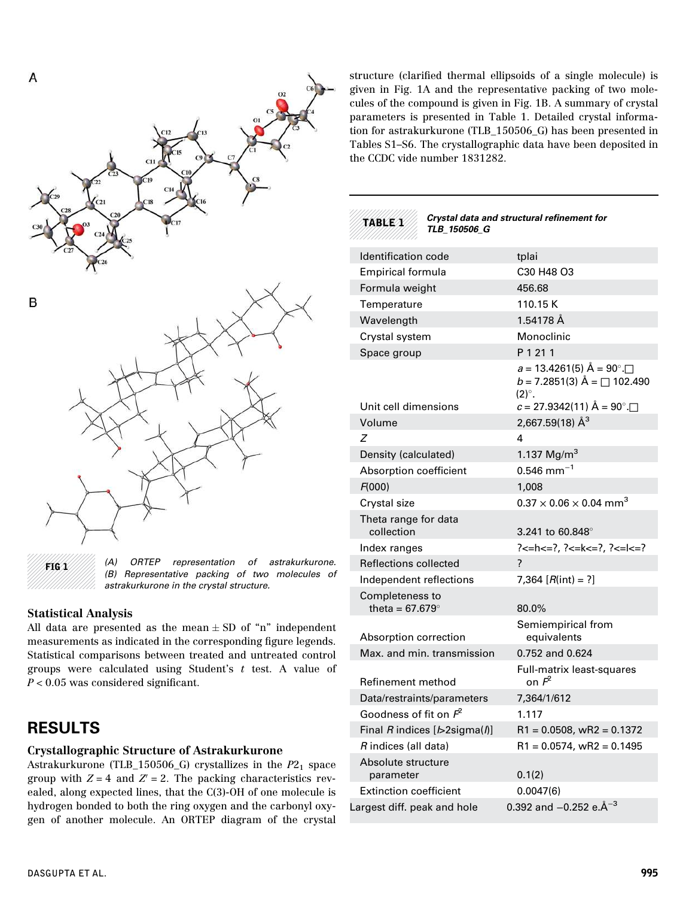FIG 1 (A) ORTEP representation of astrakurkurone. (B) Representative packing of two molecules of astrakurkurone in the crystal structure.

### Statistical Analysis

All data are presented as the mean ± SD of "n" independent measurements as indicated in the corresponding figure legends. Statistical comparisons between treated and untreated control groups were calculated using Student's $t$ test. A value of $P < 0.05$ was considered significant.

## RESULTS

### Crystallographic Structure of Astrakurkurone

Astrakurkurone (TLB_150506_G) crystallizes in the $P2_1$ space group with $Z = 4$ and $Z' = 2$. The packing characteristics revealed, along expected lines, that the C(3)-OH of one molecule is hydrogen bonded to both the ring oxygen and the carbonyl oxygen of another molecule. An ORTEP diagram of the crystal structure (clarified thermal ellipsoids of a single molecule) is given in Fig. 1A and the representative packing of two molecules of the compound is given in Fig. 1B. A summary of crystal parameters is presented in Table 1. Detailed crystal information for astrakurkurone (TLB_150506_G) has been presented in Tables S1–S6. The crystallographic data have been deposited in the CCDC vide number 1831282.

**TABLE 1** *Crystal data and structural refinement for TLB_150506_G*

| | |
|---|---|
| Identification code | tplai |
| Empirical formula | C30 H48 O3 |
| Formula weight | 456.68 |
| Temperature | 110.15 K |
| Wavelength | 1.54178 Å |
| Crystal system | Monoclinic |
| Space group | P 1 21 1 |
| Unit cell dimensions | $a$ = 13.4261(5) Å = 90°.□ $b$ = 7.2851(3) Å = □ 102.490 (2)°. $c$ = 27.9342(11) Å = 90°.□ |
| Volume | 2,667.59(18) Å$^3$ |
| $Z$ | 4 |
| Density (calculated) | 1.137 Mg/m$^3$ |
| Absorption coefficient | 0.546 mm$^{-1}$ |
| $F$(000) | 1,008 |
| Crystal size | 0.37 × 0.06 × 0.04 mm$^3$ |
| Theta range for data collection | 3.241 to 60.848° |
| Index ranges | ?<=h<=?, ?<=k<=?, ?<=l<=? |
| Reflections collected | ? |
| Independent reflections | 7,364 [$R$(int) = ?] |
| Completeness to theta = 67.679° | 80.0% |
| Absorption correction | Semiempirical from equivalents |
| Max. and min. transmission | 0.752 and 0.624 |
| Refinement method | Full-matrix least-squares on $F^2$ |
| Data/restraints/parameters | 7,364/1/612 |
| Goodness of fit on $F^2$ | 1.117 |
| Final $R$ indices [$I$>2sigma($I$)] | R1 = 0.0508, wR2 = 0.1372 |
| $R$ indices (all data) | R1 = 0.0574, wR2 = 0.1495 |
| Absolute structure parameter | 0.1(2) |
| Extinction coefficient | 0.0047(6) |
| Largest diff. peak and hole | 0.392 and −0.252 e.Å$^{-3}$ |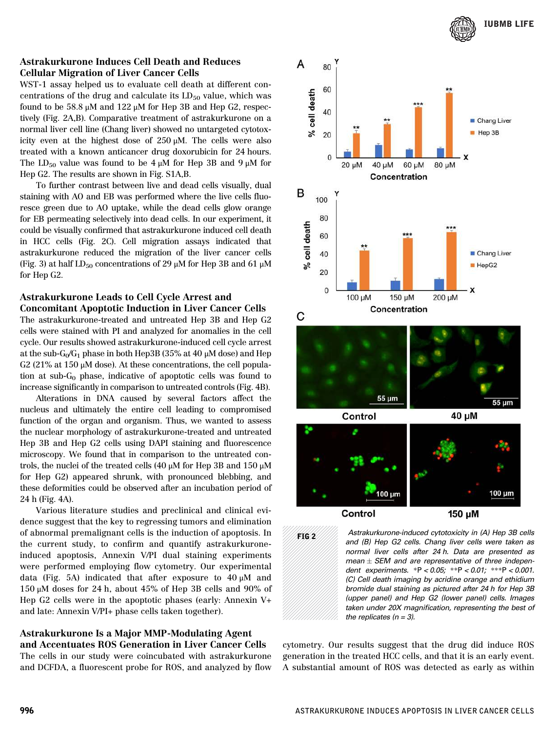## Astrakurkurone Induces Cell Death and Reduces Cellular Migration of Liver Cancer Cells

WST-1 assay helped us to evaluate cell death at different concentrations of the drug and calculate its $LD_{50}$ value, which was found to be 58.8 μM and 122 μM for Hep 3B and Hep G2, respectively (Fig. 2A,B). Comparative treatment of astrakurkurone on a normal liver cell line (Chang liver) showed no untargeted cytotoxicity even at the highest dose of 250 μM. The cells were also treated with a known anticancer drug doxorubicin for 24 hours. The $LD_{50}$ value was found to be 4 μM for Hep 3B and 9 μM for Hep G2. The results are shown in Fig. S1A,B.

To further contrast between live and dead cells visually, dual staining with AO and EB was performed where the live cells fluoresce green due to AO uptake, while the dead cells glow orange for EB permeating selectively into dead cells. In our experiment, it could be visually confirmed that astrakurkurone induced cell death in HCC cells (Fig. 2C). Cell migration assays indicated that astrakurkurone reduced the migration of the liver cancer cells (Fig. 3) at half $LD_{50}$ concentrations of 29 μM for Hep 3B and 61 μM for Hep G2.

## Astrakurkurone Leads to Cell Cycle Arrest and Concomitant Apoptotic Induction in Liver Cancer Cells

The astrakurkurone-treated and untreated Hep 3B and Hep G2 cells were stained with PI and analyzed for anomalies in the cell cycle. Our results showed astrakurkurone-induced cell cycle arrest at the sub-$G_0/G_1$ phase in both Hep3B (35% at 40 μM dose) and Hep G2 (21% at 150 μM dose). At these concentrations, the cell population at sub-$G_0$ phase, indicative of apoptotic cells was found to increase significantly in comparison to untreated controls (Fig. 4B).

Alterations in DNA caused by several factors affect the nucleus and ultimately the entire cell leading to compromised function of the organ and organism. Thus, we wanted to assess the nuclear morphology of astrakurkurone-treated and untreated Hep 3B and Hep G2 cells using DAPI staining and fluorescence microscopy. We found that in comparison to the untreated controls, the nuclei of the treated cells (40 μM for Hep 3B and 150 μM for Hep G2) appeared shrunk, with pronounced blebbing, and these deformities could be observed after an incubation period of 24 h (Fig. 4A).

Various literature studies and preclinical and clinical evidence suggest that the key to regressing tumors and elimination of abnormal premalignant cells is the induction of apoptosis. In the current study, to confirm and quantify astrakurkurone-induced apoptosis, Annexin V/PI dual staining experiments were performed employing flow cytometry. Our experimental data (Fig. 5A) indicated that after exposure to 40 μM and 150 μM doses for 24 h, about 45% of Hep 3B cells and 90% of Hep G2 cells were in the apoptotic phases (early: Annexin V+ and late: Annexin V/PI+ phase cells taken together).

## Astrakurkurone Is a Major MMP-Modulating Agent and Accentuates ROS Generation in Liver Cancer Cells

The cells in our study were coincubated with astrakurkurone and DCFDA, a fluorescent probe for ROS, and analyzed by flow cytometry. Our results suggest that the drug did induce ROS generation in the treated HCC cells, and that it is an early event. A substantial amount of ROS was detected as early as within

**FIG 2** *Astrakurkurone-induced cytotoxicity in (A) Hep 3B cells and (B) Hep G2 cells. Chang liver cells were taken as normal liver cells after 24 h. Data are presented as mean ± SEM and are representative of three independent experiments. *P < 0.05; **P < 0.01; ***P < 0.001. (C) Cell death imaging by acridine orange and ethidium bromide dual staining as pictured after 24 h for Hep 3B (upper panel) and Hep G2 (lower panel) cells. Images taken under 20X magnification, representing the best of the replicates (n = 3).*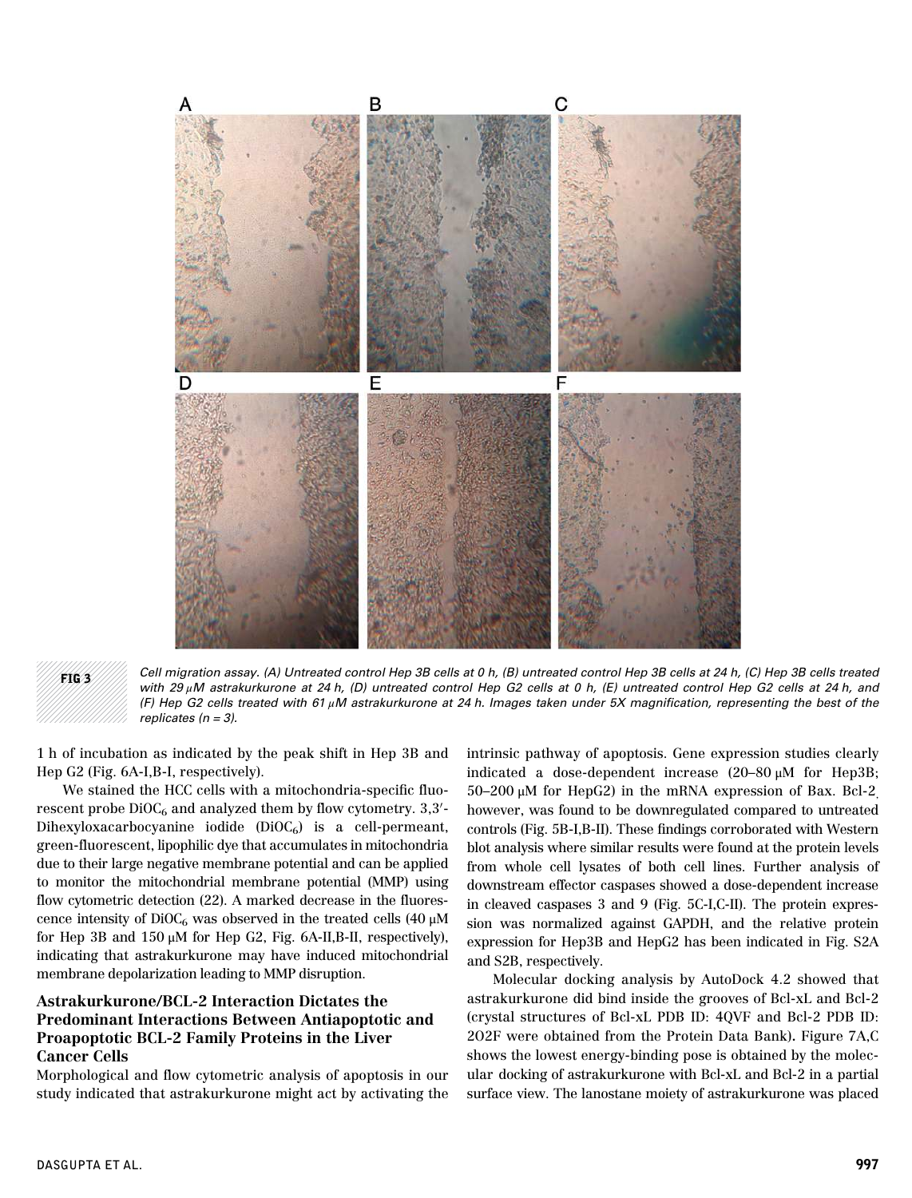FIG 3 Cell migration assay. (A) Untreated control Hep 3B cells at 0 h, (B) untreated control Hep 3B cells at 24 h, (C) Hep 3B cells treated with 29 μM astrakurkurone at 24 h, (D) untreated control Hep G2 cells at 0 h, (E) untreated control Hep G2 cells at 24 h, and (F) Hep G2 cells treated with 61 μM astrakurkurone at 24 h. Images taken under 5X magnification, representing the best of the replicates (n = 3).

1 h of incubation as indicated by the peak shift in Hep 3B and Hep G2 (Fig. 6A-I,B-I, respectively).

We stained the HCC cells with a mitochondria-specific fluorescent probe $DiOC_6$ and analyzed them by flow cytometry. 3,3′-Dihexyloxacarbocyanine iodide ($DiOC_6$) is a cell-permeant, green-fluorescent, lipophilic dye that accumulates in mitochondria due to their large negative membrane potential and can be applied to monitor the mitochondrial membrane potential (MMP) using flow cytometric detection (22). A marked decrease in the fluorescence intensity of $DiOC_6$ was observed in the treated cells (40 μM for Hep 3B and 150 μM for Hep G2, Fig. 6A-II,B-II, respectively), indicating that astrakurkurone may have induced mitochondrial membrane depolarization leading to MMP disruption.

## Astrakurkurone/BCL-2 Interaction Dictates the Predominant Interactions Between Antiapoptotic and Proapoptotic BCL-2 Family Proteins in the Liver Cancer Cells

Morphological and flow cytometric analysis of apoptosis in our study indicated that astrakurkurone might act by activating the intrinsic pathway of apoptosis. Gene expression studies clearly indicated a dose-dependent increase (20–80 μM for Hep3B; 50–200 μM for HepG2) in the mRNA expression of Bax. Bcl-2, however, was found to be downregulated compared to untreated controls (Fig. 5B-I,B-II). These findings corroborated with Western blot analysis where similar results were found at the protein levels from whole cell lysates of both cell lines. Further analysis of downstream effector caspases showed a dose-dependent increase in cleaved caspases 3 and 9 (Fig. 5C-I,C-II). The protein expression was normalized against GAPDH, and the relative protein expression for Hep3B and HepG2 has been indicated in Fig. S2A and S2B, respectively.

Molecular docking analysis by AutoDock 4.2 showed that astrakurkurone did bind inside the grooves of Bcl-xL and Bcl-2 (crystal structures of Bcl-xL PDB ID: 4QVF and Bcl-2 PDB ID: 2O2F were obtained from the Protein Data Bank). Figure 7A,C shows the lowest energy-binding pose is obtained by the molecular docking of astrakurkurone with Bcl-xL and Bcl-2 in a partial surface view. The lanostane moiety of astrakurkurone was placed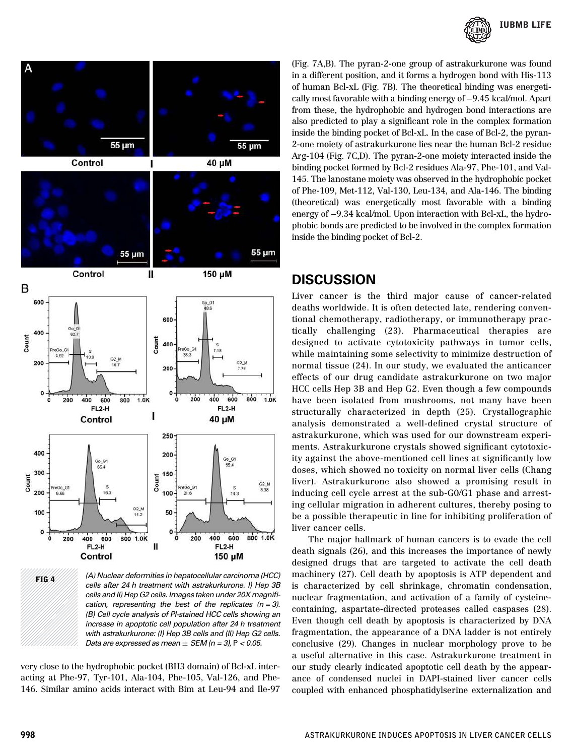FIG 4 (A) Nuclear deformities in hepatocellular carcinoma (HCC) cells after 24 h treatment with astrakurkurone. I) Hep 3B cells and II) Hep G2 cells. Images taken under 20X magnification, representing the best of the replicates (n = 3). (B) Cell cycle analysis of PI-stained HCC cells showing an increase in apoptotic cell population after 24 h treatment with astrakurkurone: (I) Hep 3B cells and (II) Hep G2 cells. Data are expressed as mean ± SEM (n = 3), $P < 0.05$.

very close to the hydrophobic pocket (BH3 domain) of Bcl-xL interacting at Phe-97, Tyr-101, Ala-104, Phe-105, Val-126, and Phe-146. Similar amino acids interact with Bim at Leu-94 and Ile-97 (Fig. 7A,B). The pyran-2-one group of astrakurkurone was found in a different position, and it forms a hydrogen bond with His-113 of human Bcl-xL (Fig. 7B). The theoretical binding was energetically most favorable with a binding energy of −9.45 kcal/mol. Apart from these, the hydrophobic and hydrogen bond interactions are also predicted to play a significant role in the complex formation inside the binding pocket of Bcl-xL. In the case of Bcl-2, the pyran-2-one moiety of astrakurkurone lies near the human Bcl-2 residue Arg-104 (Fig. 7C,D). The pyran-2-one moiety interacted inside the binding pocket formed by Bcl-2 residues Ala-97, Phe-101, and Val-145. The lanostane moiety was observed in the hydrophobic pocket of Phe-109, Met-112, Val-130, Leu-134, and Ala-146. The binding (theoretical) was energetically most favorable with a binding energy of −9.34 kcal/mol. Upon interaction with Bcl-xL, the hydrophobic bonds are predicted to be involved in the complex formation inside the binding pocket of Bcl-2.

## DISCUSSION

Liver cancer is the third major cause of cancer-related deaths worldwide. It is often detected late, rendering conventional chemotherapy, radiotherapy, or immunotherapy practically challenging (23). Pharmaceutical therapies are designed to activate cytotoxicity pathways in tumor cells, while maintaining some selectivity to minimize destruction of normal tissue (24). In our study, we evaluated the anticancer effects of our drug candidate astrakurkurone on two major HCC cells Hep 3B and Hep G2. Even though a few compounds have been isolated from mushrooms, not many have been structurally characterized in depth (25). Crystallographic analysis demonstrated a well-defined crystal structure of astrakurkurone, which was used for our downstream experiments. Astrakurkurone crystals showed significant cytotoxicity against the above-mentioned cell lines at significantly low doses, which showed no toxicity on normal liver cells (Chang liver). Astrakurkurone also showed a promising result in inducing cell cycle arrest at the sub-G0/G1 phase and arresting cellular migration in adherent cultures, thereby posing to be a possible therapeutic in line for inhibiting proliferation of liver cancer cells.

The major hallmark of human cancers is to evade the cell death signals (26), and this increases the importance of newly designed drugs that are targeted to activate the cell death machinery (27). Cell death by apoptosis is ATP dependent and is characterized by cell shrinkage, chromatin condensation, nuclear fragmentation, and activation of a family of cysteine-containing, aspartate-directed proteases called caspases (28). Even though cell death by apoptosis is characterized by DNA fragmentation, the appearance of a DNA ladder is not entirely conclusive (29). Changes in nuclear morphology prove to be a useful alternative in this case. Astrakurkurone treatment in our study clearly indicated apoptotic cell death by the appearance of condensed nuclei in DAPI-stained liver cancer cells coupled with enhanced phosphatidylserine externalization and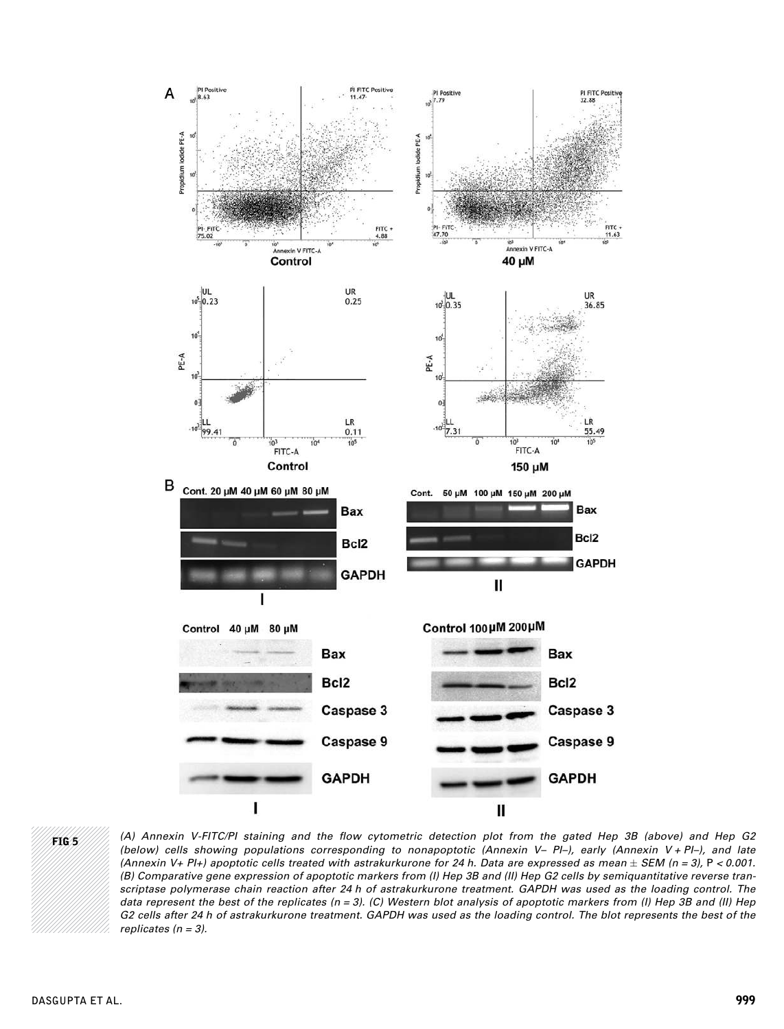FIG 5 (A) Annexin V-FITC/PI staining and the flow cytometric detection plot from the gated Hep 3B (above) and Hep G2 (below) cells showing populations corresponding to nonapoptotic (Annexin V– PI–), early (Annexin V + PI–), and late (Annexin V+ PI+) apoptotic cells treated with astrakurkurone for 24 h. Data are expressed as mean ± SEM (n = 3), P < 0.001. (B) Comparative gene expression of apoptotic markers from (I) Hep 3B and (II) Hep G2 cells by semiquantitative reverse transcriptase polymerase chain reaction after 24 h of astrakurkurone treatment. GAPDH was used as the loading control. The data represent the best of the replicates (n = 3). (C) Western blot analysis of apoptotic markers from (I) Hep 3B and (II) Hep G2 cells after 24 h of astrakurkurone treatment. GAPDH was used as the loading control. The blot represents the best of the replicates (n = 3).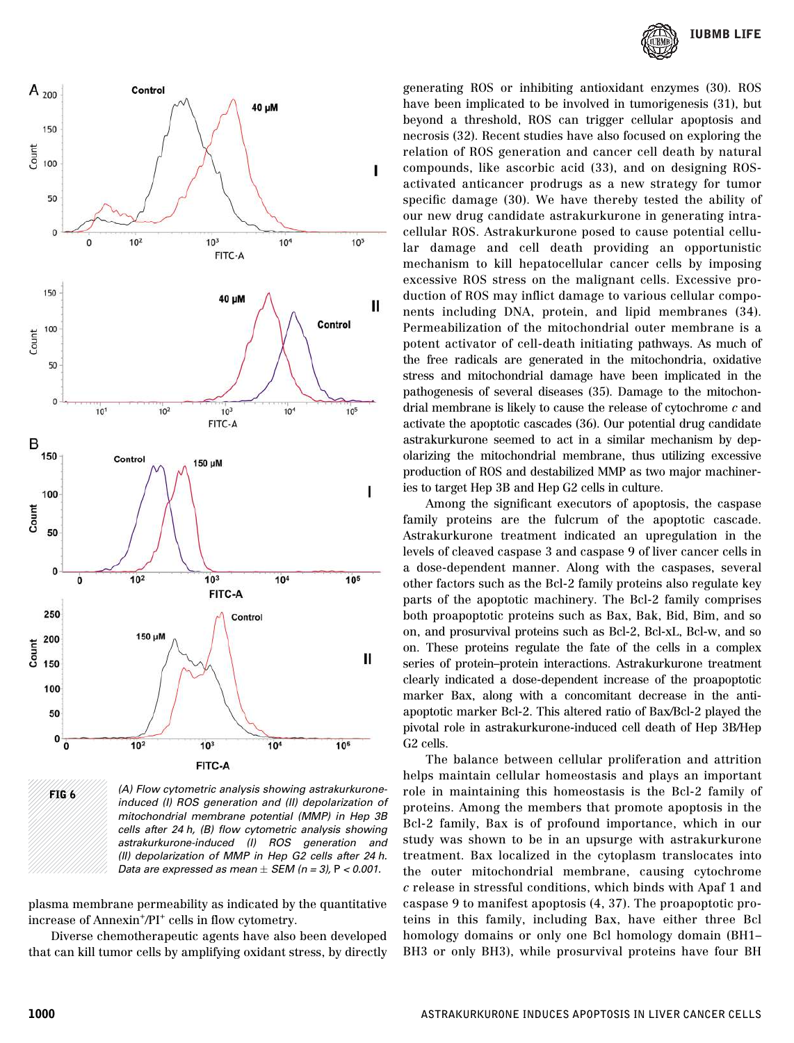FIG 6 (A) Flow cytometric analysis showing astrakurkurone-induced (I) ROS generation and (II) depolarization of mitochondrial membrane potential (MMP) in Hep 3B cells after 24 h, (B) flow cytometric analysis showing astrakurkurone-induced (I) ROS generation and (II) depolarization of MMP in Hep G2 cells after 24 h. Data are expressed as mean ± SEM ($n = 3$), $P < 0.001$.

plasma membrane permeability as indicated by the quantitative increase of Annexin$^+$/PI$^+$ cells in flow cytometry.

Diverse chemotherapeutic agents have also been developed that can kill tumor cells by amplifying oxidant stress, by directly generating ROS or inhibiting antioxidant enzymes (30). ROS have been implicated to be involved in tumorigenesis (31), but beyond a threshold, ROS can trigger cellular apoptosis and necrosis (32). Recent studies have also focused on exploring the relation of ROS generation and cancer cell death by natural compounds, like ascorbic acid (33), and on designing ROS-activated anticancer prodrugs as a new strategy for tumor specific damage (30). We have thereby tested the ability of our new drug candidate astrakurkurone in generating intracellular ROS. Astrakurkurone posed to cause potential cellular damage and cell death providing an opportunistic mechanism to kill hepatocellular cancer cells by imposing excessive ROS stress on the malignant cells. Excessive production of ROS may inflict damage to various cellular components including DNA, protein, and lipid membranes (34). Permeabilization of the mitochondrial outer membrane is a potent activator of cell-death initiating pathways. As much of the free radicals are generated in the mitochondria, oxidative stress and mitochondrial damage have been implicated in the pathogenesis of several diseases (35). Damage to the mitochondrial membrane is likely to cause the release of cytochrome *c* and activate the apoptotic cascades (36). Our potential drug candidate astrakurkurone seemed to act in a similar mechanism by depolarizing the mitochondrial membrane, thus utilizing excessive production of ROS and destabilized MMP as two major machineries to target Hep 3B and Hep G2 cells in culture.

Among the significant executors of apoptosis, the caspase family proteins are the fulcrum of the apoptotic cascade. Astrakurkurone treatment indicated an upregulation in the levels of cleaved caspase 3 and caspase 9 of liver cancer cells in a dose-dependent manner. Along with the caspases, several other factors such as the Bcl-2 family proteins also regulate key parts of the apoptotic machinery. The Bcl-2 family comprises both proapoptotic proteins such as Bax, Bak, Bid, Bim, and so on, and prosurvival proteins such as Bcl-2, Bcl-xL, Bcl-w, and so on. These proteins regulate the fate of the cells in a complex series of protein–protein interactions. Astrakurkurone treatment clearly indicated a dose-dependent increase of the proapoptotic marker Bax, along with a concomitant decrease in the anti-apoptotic marker Bcl-2. This altered ratio of Bax/Bcl-2 played the pivotal role in astrakurkurone-induced cell death of Hep 3B/Hep G2 cells.

The balance between cellular proliferation and attrition helps maintain cellular homeostasis and plays an important role in maintaining this homeostasis is the Bcl-2 family of proteins. Among the members that promote apoptosis in the Bcl-2 family, Bax is of profound importance, which in our study was shown to be in an upsurge with astrakurkurone treatment. Bax localized in the cytoplasm translocates into the outer mitochondrial membrane, causing cytochrome *c* release in stressful conditions, which binds with Apaf 1 and caspase 9 to manifest apoptosis (4, 37). The proapoptotic proteins in this family, including Bax, have either three Bcl homology domains or only one Bcl homology domain (BH1–BH3 or only BH3), while prosurvival proteins have four BH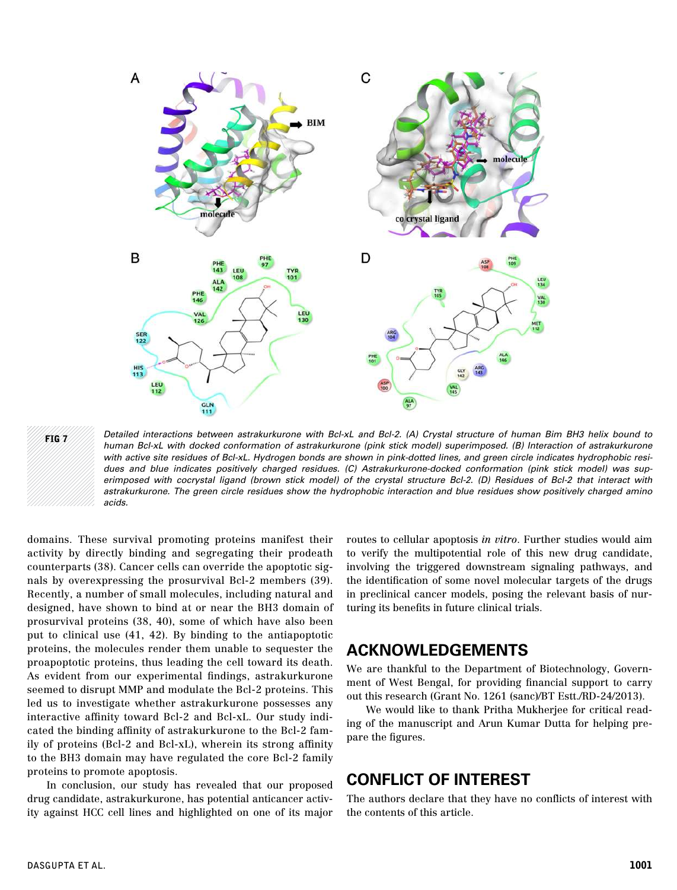FIG 7 Detailed interactions between astrakurkurone with Bcl-xL and Bcl-2. (A) Crystal structure of human Bim BH3 helix bound to human Bcl-xL with docked conformation of astrakurkurone (pink stick model) superimposed. (B) Interaction of astrakurkurone with active site residues of Bcl-xL. Hydrogen bonds are shown in pink-dotted lines, and green circle indicates hydrophobic residues and blue indicates positively charged residues. (C) Astrakurkurone-docked conformation (pink stick model) was superimposed with cocrystal ligand (brown stick model) of the crystal structure Bcl-2. (D) Residues of Bcl-2 that interact with astrakurkurone. The green circle residues show the hydrophobic interaction and blue residues show positively charged amino acids.

domains. These survival promoting proteins manifest their activity by directly binding and segregating their prodeath counterparts (38). Cancer cells can override the apoptotic signals by overexpressing the prosurvival Bcl-2 members (39). Recently, a number of small molecules, including natural and designed, have shown to bind at or near the BH3 domain of prosurvival proteins (38, 40), some of which have also been put to clinical use (41, 42). By binding to the antiapoptotic proteins, the molecules render them unable to sequester the proapoptotic proteins, thus leading the cell toward its death. As evident from our experimental findings, astrakurkurone seemed to disrupt MMP and modulate the Bcl-2 proteins. This led us to investigate whether astrakurkurone possesses any interactive affinity toward Bcl-2 and Bcl-xL. Our study indicated the binding affinity of astrakurkurone to the Bcl-2 family of proteins (Bcl-2 and Bcl-xL), wherein its strong affinity to the BH3 domain may have regulated the core Bcl-2 family proteins to promote apoptosis.

In conclusion, our study has revealed that our proposed drug candidate, astrakurkurone, has potential anticancer activity against HCC cell lines and highlighted on one of its major routes to cellular apoptosis *in vitro*. Further studies would aim to verify the multipotential role of this new drug candidate, involving the triggered downstream signaling pathways, and the identification of some novel molecular targets of the drugs in preclinical cancer models, posing the relevant basis of nurturing its benefits in future clinical trials.

## ACKNOWLEDGEMENTS

We are thankful to the Department of Biotechnology, Government of West Bengal, for providing financial support to carry out this research (Grant No. 1261 (sanc)/BT Estt./RD-24/2013).

We would like to thank Pritha Mukherjee for critical reading of the manuscript and Arun Kumar Dutta for helping prepare the figures.

## CONFLICT OF INTEREST

The authors declare that they have no conflicts of interest with the contents of this article.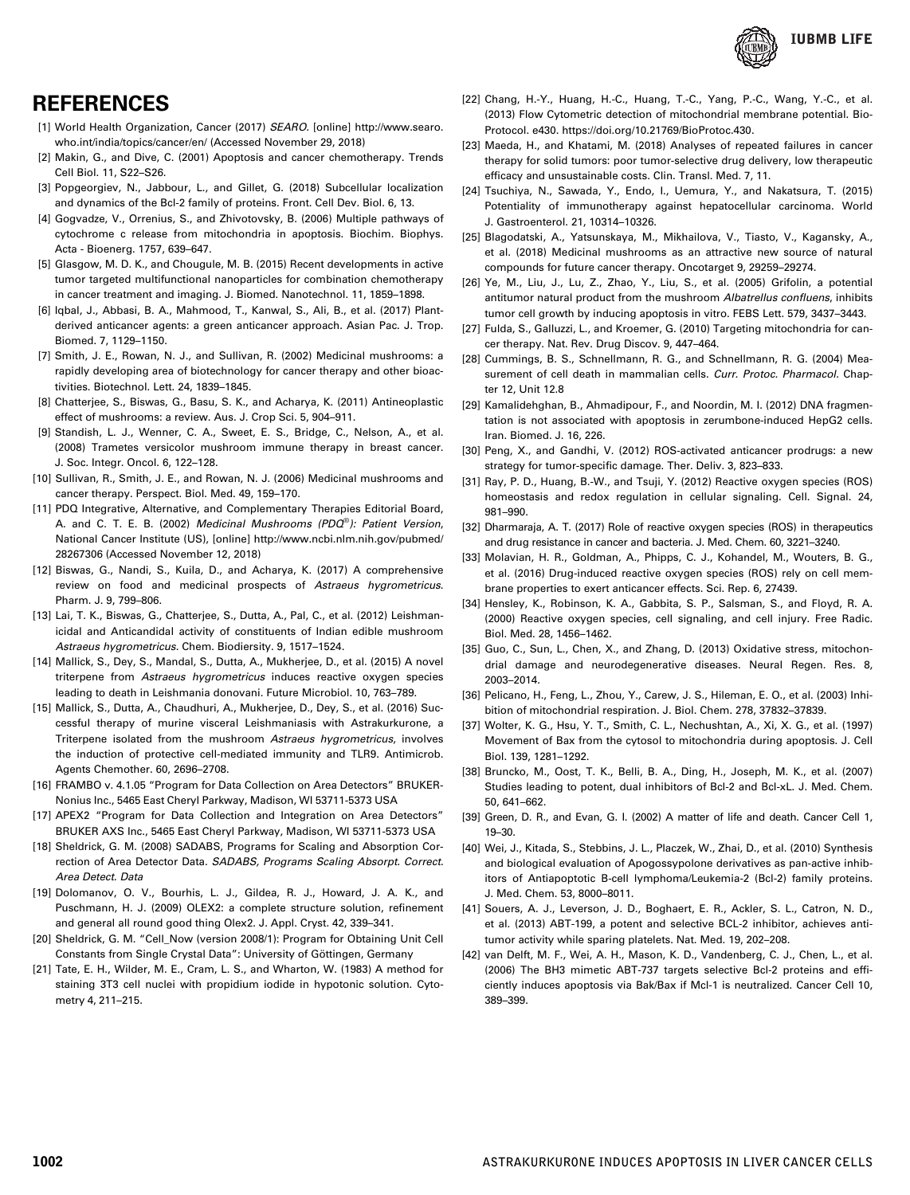## REFERENCES

[1] World Health Organization, Cancer (2017) *SEARO*. [online] http://www.searo.who.int/india/topics/cancer/en/ (Accessed November 29, 2018)

[2] Makin, G., and Dive, C. (2001) Apoptosis and cancer chemotherapy. Trends Cell Biol. 11, S22–S26.

[3] Popgeorgiev, N., Jabbour, L., and Gillet, G. (2018) Subcellular localization and dynamics of the Bcl-2 family of proteins. Front. Cell Dev. Biol. 6, 13.

[4] Gogvadze, V., Orrenius, S., and Zhivotovsky, B. (2006) Multiple pathways of cytochrome c release from mitochondria in apoptosis. Biochim. Biophys. Acta - Bioenerg. 1757, 639–647.

[5] Glasgow, M. D. K., and Chougule, M. B. (2015) Recent developments in active tumor targeted multifunctional nanoparticles for combination chemotherapy in cancer treatment and imaging. J. Biomed. Nanotechnol. 11, 1859–1898.

[6] Iqbal, J., Abbasi, B. A., Mahmood, T., Kanwal, S., Ali, B., et al. (2017) Plant-derived anticancer agents: a green anticancer approach. Asian Pac. J. Trop. Biomed. 7, 1129–1150.

[7] Smith, J. E., Rowan, N. J., and Sullivan, R. (2002) Medicinal mushrooms: a rapidly developing area of biotechnology for cancer therapy and other bioactivities. Biotechnol. Lett. 24, 1839–1845.

[8] Chatterjee, S., Biswas, G., Basu, S. K., and Acharya, K. (2011) Antineoplastic effect of mushrooms: a review. Aus. J. Crop Sci. 5, 904–911.

[9] Standish, L. J., Wenner, C. A., Sweet, E. S., Bridge, C., Nelson, A., et al. (2008) Trametes versicolor mushroom immune therapy in breast cancer. J. Soc. Integr. Oncol. 6, 122–128.

[10] Sullivan, R., Smith, J. E., and Rowan, N. J. (2006) Medicinal mushrooms and cancer therapy. Perspect. Biol. Med. 49, 159–170.

[11] PDQ Integrative, Alternative, and Complementary Therapies Editorial Board, A. and C. T. E. B. (2002) *Medicinal Mushrooms (PDQ®): Patient Version*, National Cancer Institute (US), [online] http://www.ncbi.nlm.nih.gov/pubmed/28267306 (Accessed November 12, 2018)

[12] Biswas, G., Nandi, S., Kuila, D., and Acharya, K. (2017) A comprehensive review on food and medicinal prospects of *Astraeus hygrometricus*. Pharm. J. 9, 799–806.

[13] Lai, T. K., Biswas, G., Chatterjee, S., Dutta, A., Pal, C., et al. (2012) Leishmanicidal and Anticandidal activity of constituents of Indian edible mushroom *Astraeus hygrometricus*. Chem. Biodiersity. 9, 1517–1524.

[14] Mallick, S., Dey, S., Mandal, S., Dutta, A., Mukherjee, D., et al. (2015) A novel triterpene from *Astraeus hygrometricus* induces reactive oxygen species leading to death in Leishmania donovani. Future Microbiol. 10, 763–789.

[15] Mallick, S., Dutta, A., Chaudhuri, A., Mukherjee, D., Dey, S., et al. (2016) Successful therapy of murine visceral Leishmaniasis with Astrakurkurone, a Triterpene isolated from the mushroom *Astraeus hygrometricus*, involves the induction of protective cell-mediated immunity and TLR9. Antimicrob. Agents Chemother. 60, 2696–2708.

[16] FRAMBO v. 4.1.05 "Program for Data Collection on Area Detectors" BRUKER-Nonius Inc., 5465 East Cheryl Parkway, Madison, WI 53711-5373 USA

[17] APEX2 "Program for Data Collection and Integration on Area Detectors" BRUKER AXS Inc., 5465 East Cheryl Parkway, Madison, WI 53711-5373 USA

[18] Sheldrick, G. M. (2008) SADABS, Programs for Scaling and Absorption Correction of Area Detector Data. *SADABS, Programs Scaling Absorpt. Correct. Area Detect. Data*

[19] Dolomanov, O. V., Bourhis, L. J., Gildea, R. J., Howard, J. A. K., and Puschmann, H. J. (2009) OLEX2: a complete structure solution, refinement and general all round good thing Olex2. J. Appl. Cryst. 42, 339–341.

[20] Sheldrick, G. M. "Cell_Now (version 2008/1): Program for Obtaining Unit Cell Constants from Single Crystal Data": University of Göttingen, Germany

[21] Tate, E. H., Wilder, M. E., Cram, L. S., and Wharton, W. (1983) A method for staining 3T3 cell nuclei with propidium iodide in hypotonic solution. Cytometry 4, 211–215.

[22] Chang, H.-Y., Huang, H.-C., Huang, T.-C., Yang, P.-C., Wang, Y.-C., et al. (2013) Flow Cytometric detection of mitochondrial membrane potential. Bio-Protocol. e430. https://doi.org/10.21769/BioProtoc.430.

[23] Maeda, H., and Khatami, M. (2018) Analyses of repeated failures in cancer therapy for solid tumors: poor tumor-selective drug delivery, low therapeutic efficacy and unsustainable costs. Clin. Transl. Med. 7, 11.

[24] Tsuchiya, N., Sawada, Y., Endo, I., Uemura, Y., and Nakatsura, T. (2015) Potentiality of immunotherapy against hepatocellular carcinoma. World J. Gastroenterol. 21, 10314–10326.

[25] Blagodatski, A., Yatsunskaya, M., Mikhailova, V., Tiasto, V., Kagansky, A., et al. (2018) Medicinal mushrooms as an attractive new source of natural compounds for future cancer therapy. Oncotarget 9, 29259–29274.

[26] Ye, M., Liu, J., Lu, Z., Zhao, Y., Liu, S., et al. (2005) Grifolin, a potential antitumor natural product from the mushroom *Albatrellus confluens*, inhibits tumor cell growth by inducing apoptosis in vitro. FEBS Lett. 579, 3437–3443.

[27] Fulda, S., Galluzzi, L., and Kroemer, G. (2010) Targeting mitochondria for cancer therapy. Nat. Rev. Drug Discov. 9, 447–464.

[28] Cummings, B. S., Schnellmann, R. G., and Schnellmann, R. G. (2004) Measurement of cell death in mammalian cells. *Curr. Protoc. Pharmacol.* Chapter 12, Unit 12.8

[29] Kamalidehghan, B., Ahmadipour, F., and Noordin, M. I. (2012) DNA fragmentation is not associated with apoptosis in zerumbone-induced HepG2 cells. Iran. Biomed. J. 16, 226.

[30] Peng, X., and Gandhi, V. (2012) ROS-activated anticancer prodrugs: a new strategy for tumor-specific damage. Ther. Deliv. 3, 823–833.

[31] Ray, P. D., Huang, B.-W., and Tsuji, Y. (2012) Reactive oxygen species (ROS) homeostasis and redox regulation in cellular signaling. Cell. Signal. 24, 981–990.

[32] Dharmaraja, A. T. (2017) Role of reactive oxygen species (ROS) in therapeutics and drug resistance in cancer and bacteria. J. Med. Chem. 60, 3221–3240.

[33] Molavian, H. R., Goldman, A., Phipps, C. J., Kohandel, M., Wouters, B. G., et al. (2016) Drug-induced reactive oxygen species (ROS) rely on cell membrane properties to exert anticancer effects. Sci. Rep. 6, 27439.

[34] Hensley, K., Robinson, K. A., Gabbita, S. P., Salsman, S., and Floyd, R. A. (2000) Reactive oxygen species, cell signaling, and cell injury. Free Radic. Biol. Med. 28, 1456–1462.

[35] Guo, C., Sun, L., Chen, X., and Zhang, D. (2013) Oxidative stress, mitochondrial damage and neurodegenerative diseases. Neural Regen. Res. 8, 2003–2014.

[36] Pelicano, H., Feng, L., Zhou, Y., Carew, J. S., Hileman, E. O., et al. (2003) Inhibition of mitochondrial respiration. J. Biol. Chem. 278, 37832–37839.

[37] Wolter, K. G., Hsu, Y. T., Smith, C. L., Nechushtan, A., Xi, X. G., et al. (1997) Movement of Bax from the cytosol to mitochondria during apoptosis. J. Cell Biol. 139, 1281–1292.

[38] Bruncko, M., Oost, T. K., Belli, B. A., Ding, H., Joseph, M. K., et al. (2007) Studies leading to potent, dual inhibitors of Bcl-2 and Bcl-xL. J. Med. Chem. 50, 641–662.

[39] Green, D. R., and Evan, G. I. (2002) A matter of life and death. Cancer Cell 1, 19–30.

[40] Wei, J., Kitada, S., Stebbins, J. L., Placzek, W., Zhai, D., et al. (2010) Synthesis and biological evaluation of Apogossypolone derivatives as pan-active inhibitors of Antiapoptotic B-cell lymphoma/Leukemia-2 (Bcl-2) family proteins. J. Med. Chem. 53, 8000–8011.

[41] Souers, A. J., Leverson, J. D., Boghaert, E. R., Ackler, S. L., Catron, N. D., et al. (2013) ABT-199, a potent and selective BCL-2 inhibitor, achieves antitumor activity while sparing platelets. Nat. Med. 19, 202–208.

[42] van Delft, M. F., Wei, A. H., Mason, K. D., Vandenberg, C. J., Chen, L., et al. (2006) The BH3 mimetic ABT-737 targets selective Bcl-2 proteins and efficiently induces apoptosis via Bak/Bax if Mcl-1 is neutralized. Cancer Cell 10, 389–399.